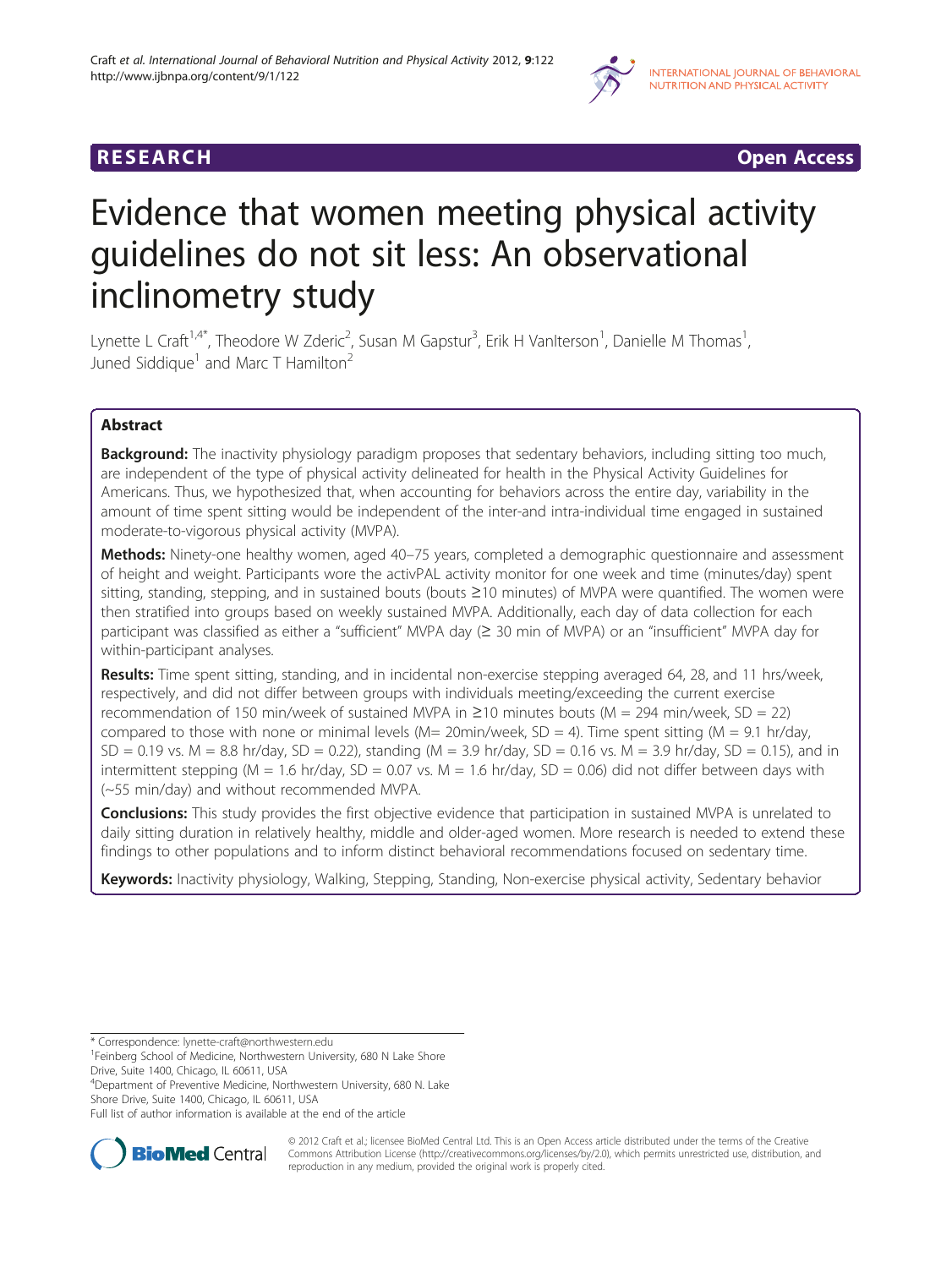**RESEARCH** **Open Access**

# Evidence that women meeting physical activity guidelines do not sit less: An observational inclinometry study

Lynette L Craft[1,4*], Theodore W Zderic[2], Susan M Gapstur[3], Erik H VanIterson[1], Danielle M Thomas[1], Juned Siddique[1] and Marc T Hamilton[2]

## Abstract

**Background:** The inactivity physiology paradigm proposes that sedentary behaviors, including sitting too much, are independent of the type of physical activity delineated for health in the Physical Activity Guidelines for Americans. Thus, we hypothesized that, when accounting for behaviors across the entire day, variability in the amount of time spent sitting would be independent of the inter-and intra-individual time engaged in sustained moderate-to-vigorous physical activity (MVPA).

**Methods:** Ninety-one healthy women, aged 40–75 years, completed a demographic questionnaire and assessment of height and weight. Participants wore the activPAL activity monitor for one week and time (minutes/day) spent sitting, standing, stepping, and in sustained bouts (bouts ≥10 minutes) of MVPA were quantified. The women were then stratified into groups based on weekly sustained MVPA. Additionally, each day of data collection for each participant was classified as either a "sufficient" MVPA day (≥ 30 min of MVPA) or an "insufficient" MVPA day for within-participant analyses.

**Results:** Time spent sitting, standing, and in incidental non-exercise stepping averaged 64, 28, and 11 hrs/week, respectively, and did not differ between groups with individuals meeting/exceeding the current exercise recommendation of 150 min/week of sustained MVPA in ≥10 minutes bouts (M = 294 min/week, SD = 22) compared to those with none or minimal levels (M= 20min/week, SD = 4). Time spent sitting (M = 9.1 hr/day, SD = 0.19 vs. M = 8.8 hr/day, SD = 0.22), standing (M = 3.9 hr/day, SD = 0.16 vs. M = 3.9 hr/day, SD = 0.15), and in intermittent stepping (M = 1.6 hr/day, SD = 0.07 vs. M = 1.6 hr/day, SD = 0.06) did not differ between days with (~55 min/day) and without recommended MVPA.

**Conclusions:** This study provides the first objective evidence that participation in sustained MVPA is unrelated to daily sitting duration in relatively healthy, middle and older-aged women. More research is needed to extend these findings to other populations and to inform distinct behavioral recommendations focused on sedentary time.

**Keywords:** Inactivity physiology, Walking, Stepping, Standing, Non-exercise physical activity, Sedentary behavior

---

* Correspondence: lynette-craft@northwestern.edu
[1]Feinberg School of Medicine, Northwestern University, 680 N Lake Shore Drive, Suite 1400, Chicago, IL 60611, USA
[4]Department of Preventive Medicine, Northwestern University, 680 N. Lake Shore Drive, Suite 1400, Chicago, IL 60611, USA
Full list of author information is available at the end of the article

© 2012 Craft et al.; licensee BioMed Central Ltd. This is an Open Access article distributed under the terms of the Creative Commons Attribution License (http://creativecommons.org/licenses/by/2.0), which permits unrestricted use, distribution, and reproduction in any medium, provided the original work is properly cited.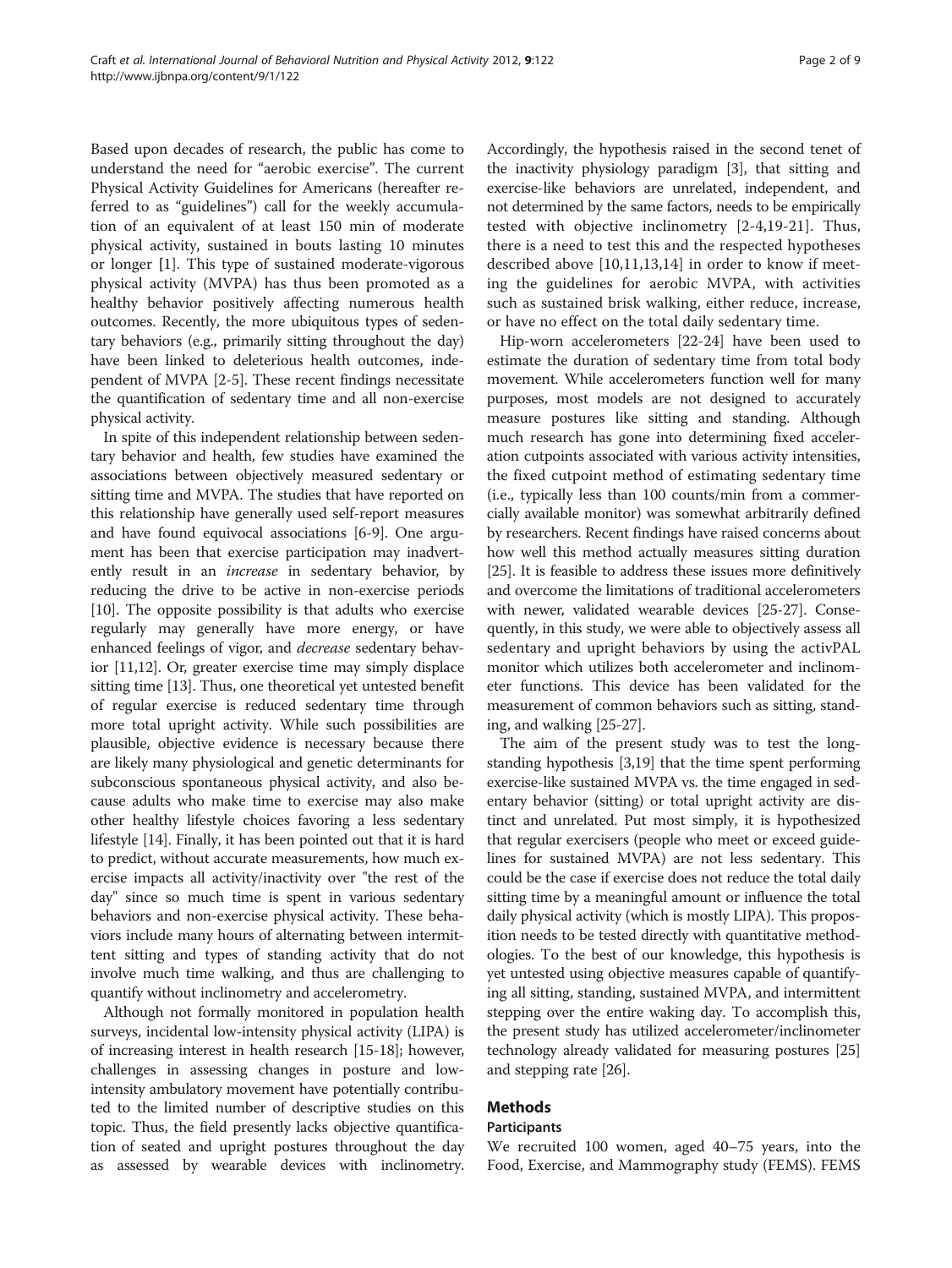Based upon decades of research, the public has come to understand the need for "aerobic exercise". The current Physical Activity Guidelines for Americans (hereafter referred to as "guidelines") call for the weekly accumulation of an equivalent of at least 150 min of moderate physical activity, sustained in bouts lasting 10 minutes or longer [1]. This type of sustained moderate-vigorous physical activity (MVPA) has thus been promoted as a healthy behavior positively affecting numerous health outcomes. Recently, the more ubiquitous types of sedentary behaviors (e.g., primarily sitting throughout the day) have been linked to deleterious health outcomes, independent of MVPA [2-5]. These recent findings necessitate the quantification of sedentary time and all non-exercise physical activity.

In spite of this independent relationship between sedentary behavior and health, few studies have examined the associations between objectively measured sedentary or sitting time and MVPA. The studies that have reported on this relationship have generally used self-report measures and have found equivocal associations [6-9]. One argument has been that exercise participation may inadvertently result in an *increase* in sedentary behavior, by reducing the drive to be active in non-exercise periods [10]. The opposite possibility is that adults who exercise regularly may generally have more energy, or have enhanced feelings of vigor, and *decrease* sedentary behavior [11,12]. Or, greater exercise time may simply displace sitting time [13]. Thus, one theoretical yet untested benefit of regular exercise is reduced sedentary time through more total upright activity. While such possibilities are plausible, objective evidence is necessary because there are likely many physiological and genetic determinants for subconscious spontaneous physical activity, and also because adults who make time to exercise may also make other healthy lifestyle choices favoring a less sedentary lifestyle [14]. Finally, it has been pointed out that it is hard to predict, without accurate measurements, how much exercise impacts all activity/inactivity over "the rest of the day" since so much time is spent in various sedentary behaviors and non-exercise physical activity. These behaviors include many hours of alternating between intermittent sitting and types of standing activity that do not involve much time walking, and thus are challenging to quantify without inclinometry and accelerometry.

Although not formally monitored in population health surveys, incidental low-intensity physical activity (LIPA) is of increasing interest in health research [15-18]; however, challenges in assessing changes in posture and low-intensity ambulatory movement have potentially contributed to the limited number of descriptive studies on this topic. Thus, the field presently lacks objective quantification of seated and upright postures throughout the day as assessed by wearable devices with inclinometry. Accordingly, the hypothesis raised in the second tenet of the inactivity physiology paradigm [3], that sitting and exercise-like behaviors are unrelated, independent, and not determined by the same factors, needs to be empirically tested with objective inclinometry [2-4,19-21]. Thus, there is a need to test this and the respected hypotheses described above [10,11,13,14] in order to know if meeting the guidelines for aerobic MVPA, with activities such as sustained brisk walking, either reduce, increase, or have no effect on the total daily sedentary time.

Hip-worn accelerometers [22-24] have been used to estimate the duration of sedentary time from total body movement. While accelerometers function well for many purposes, most models are not designed to accurately measure postures like sitting and standing. Although much research has gone into determining fixed acceleration cutpoints associated with various activity intensities, the fixed cutpoint method of estimating sedentary time (i.e., typically less than 100 counts/min from a commercially available monitor) was somewhat arbitrarily defined by researchers. Recent findings have raised concerns about how well this method actually measures sitting duration [25]. It is feasible to address these issues more definitively and overcome the limitations of traditional accelerometers with newer, validated wearable devices [25-27]. Consequently, in this study, we were able to objectively assess all sedentary and upright behaviors by using the activPAL monitor which utilizes both accelerometer and inclinometer functions. This device has been validated for the measurement of common behaviors such as sitting, standing, and walking [25-27].

The aim of the present study was to test the longstanding hypothesis [3,19] that the time spent performing exercise-like sustained MVPA vs. the time engaged in sedentary behavior (sitting) or total upright activity are distinct and unrelated. Put most simply, it is hypothesized that regular exercisers (people who meet or exceed guidelines for sustained MVPA) are not less sedentary. This could be the case if exercise does not reduce the total daily sitting time by a meaningful amount or influence the total daily physical activity (which is mostly LIPA). This proposition needs to be tested directly with quantitative methodologies. To the best of our knowledge, this hypothesis is yet untested using objective measures capable of quantifying all sitting, standing, sustained MVPA, and intermittent stepping over the entire waking day. To accomplish this, the present study has utilized accelerometer/inclinometer technology already validated for measuring postures [25] and stepping rate [26].

## Methods

### Participants

We recruited 100 women, aged 40–75 years, into the Food, Exercise, and Mammography study (FEMS). FEMS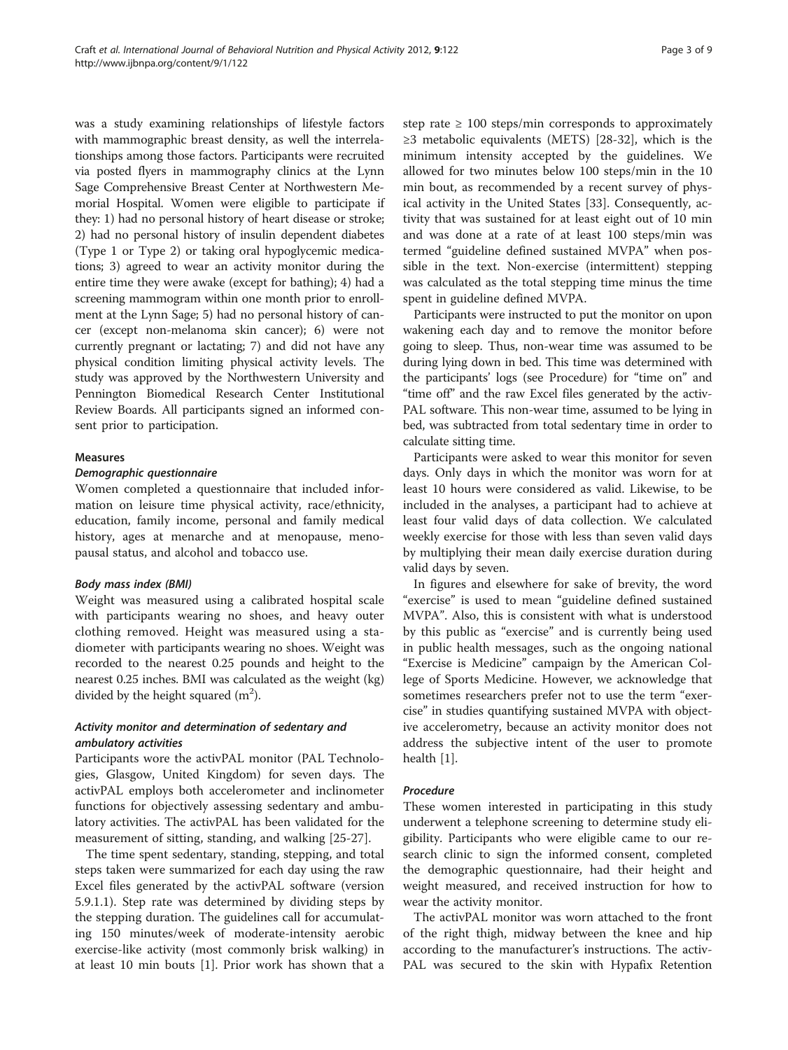was a study examining relationships of lifestyle factors with mammographic breast density, as well the interrelationships among those factors. Participants were recruited via posted flyers in mammography clinics at the Lynn Sage Comprehensive Breast Center at Northwestern Memorial Hospital. Women were eligible to participate if they: 1) had no personal history of heart disease or stroke; 2) had no personal history of insulin dependent diabetes (Type 1 or Type 2) or taking oral hypoglycemic medications; 3) agreed to wear an activity monitor during the entire time they were awake (except for bathing); 4) had a screening mammogram within one month prior to enrollment at the Lynn Sage; 5) had no personal history of cancer (except non-melanoma skin cancer); 6) were not currently pregnant or lactating; 7) and did not have any physical condition limiting physical activity levels. The study was approved by the Northwestern University and Pennington Biomedical Research Center Institutional Review Boards. All participants signed an informed consent prior to participation.

## Measures

### *Demographic questionnaire*

Women completed a questionnaire that included information on leisure time physical activity, race/ethnicity, education, family income, personal and family medical history, ages at menarche and at menopause, menopausal status, and alcohol and tobacco use.

### *Body mass index (BMI)*

Weight was measured using a calibrated hospital scale with participants wearing no shoes, and heavy outer clothing removed. Height was measured using a stadiometer with participants wearing no shoes. Weight was recorded to the nearest 0.25 pounds and height to the nearest 0.25 inches. BMI was calculated as the weight (kg) divided by the height squared ($m^2$).

### *Activity monitor and determination of sedentary and ambulatory activities*

Participants wore the activPAL monitor (PAL Technologies, Glasgow, United Kingdom) for seven days. The activPAL employs both accelerometer and inclinometer functions for objectively assessing sedentary and ambulatory activities. The activPAL has been validated for the measurement of sitting, standing, and walking [25-27].

The time spent sedentary, standing, stepping, and total steps taken were summarized for each day using the raw Excel files generated by the activPAL software (version 5.9.1.1). Step rate was determined by dividing steps by the stepping duration. The guidelines call for accumulating 150 minutes/week of moderate-intensity aerobic exercise-like activity (most commonly brisk walking) in at least 10 min bouts [1]. Prior work has shown that a step rate ≥ 100 steps/min corresponds to approximately ≥3 metabolic equivalents (METS) [28-32], which is the minimum intensity accepted by the guidelines. We allowed for two minutes below 100 steps/min in the 10 min bout, as recommended by a recent survey of physical activity in the United States [33]. Consequently, activity that was sustained for at least eight out of 10 min and was done at a rate of at least 100 steps/min was termed "guideline defined sustained MVPA" when possible in the text. Non-exercise (intermittent) stepping was calculated as the total stepping time minus the time spent in guideline defined MVPA.

Participants were instructed to put the monitor on upon wakening each day and to remove the monitor before going to sleep. Thus, non-wear time was assumed to be during lying down in bed. This time was determined with the participants' logs (see Procedure) for "time on" and "time off" and the raw Excel files generated by the activPAL software. This non-wear time, assumed to be lying in bed, was subtracted from total sedentary time in order to calculate sitting time.

Participants were asked to wear this monitor for seven days. Only days in which the monitor was worn for at least 10 hours were considered as valid. Likewise, to be included in the analyses, a participant had to achieve at least four valid days of data collection. We calculated weekly exercise for those with less than seven valid days by multiplying their mean daily exercise duration during valid days by seven.

In figures and elsewhere for sake of brevity, the word "exercise" is used to mean "guideline defined sustained MVPA". Also, this is consistent with what is understood by this public as "exercise" and is currently being used in public health messages, such as the ongoing national "Exercise is Medicine" campaign by the American College of Sports Medicine. However, we acknowledge that sometimes researchers prefer not to use the term "exercise" in studies quantifying sustained MVPA with objective accelerometry, because an activity monitor does not address the subjective intent of the user to promote health [1].

### *Procedure*

These women interested in participating in this study underwent a telephone screening to determine study eligibility. Participants who were eligible came to our research clinic to sign the informed consent, completed the demographic questionnaire, had their height and weight measured, and received instruction for how to wear the activity monitor.

The activPAL monitor was worn attached to the front of the right thigh, midway between the knee and hip according to the manufacturer's instructions. The activPAL was secured to the skin with Hypafix Retention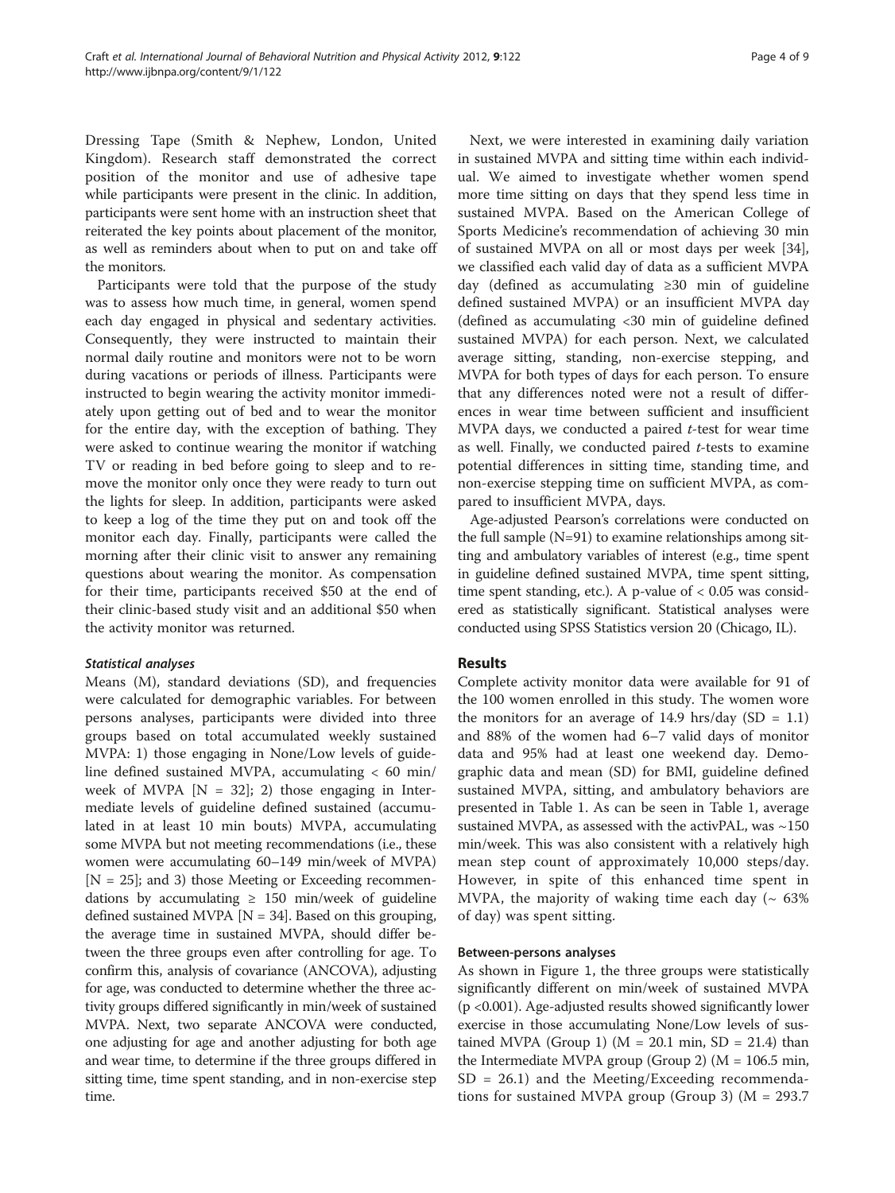Dressing Tape (Smith & Nephew, London, United Kingdom). Research staff demonstrated the correct position of the monitor and use of adhesive tape while participants were present in the clinic. In addition, participants were sent home with an instruction sheet that reiterated the key points about placement of the monitor, as well as reminders about when to put on and take off the monitors.

Participants were told that the purpose of the study was to assess how much time, in general, women spend each day engaged in physical and sedentary activities. Consequently, they were instructed to maintain their normal daily routine and monitors were not to be worn during vacations or periods of illness. Participants were instructed to begin wearing the activity monitor immediately upon getting out of bed and to wear the monitor for the entire day, with the exception of bathing. They were asked to continue wearing the monitor if watching TV or reading in bed before going to sleep and to remove the monitor only once they were ready to turn out the lights for sleep. In addition, participants were asked to keep a log of the time they put on and took off the monitor each day. Finally, participants were called the morning after their clinic visit to answer any remaining questions about wearing the monitor. As compensation for their time, participants received $50 at the end of their clinic-based study visit and an additional $50 when the activity monitor was returned.

#### *Statistical analyses*

Means (M), standard deviations (SD), and frequencies were calculated for demographic variables. For between persons analyses, participants were divided into three groups based on total accumulated weekly sustained MVPA: 1) those engaging in None/Low levels of guideline defined sustained MVPA, accumulating < 60 min/week of MVPA [N = 32]; 2) those engaging in Intermediate levels of guideline defined sustained (accumulated in at least 10 min bouts) MVPA, accumulating some MVPA but not meeting recommendations (i.e., these women were accumulating 60–149 min/week of MVPA) [N = 25]; and 3) those Meeting or Exceeding recommendations by accumulating ≥ 150 min/week of guideline defined sustained MVPA [N = 34]. Based on this grouping, the average time in sustained MVPA, should differ between the three groups even after controlling for age. To confirm this, analysis of covariance (ANCOVA), adjusting for age, was conducted to determine whether the three activity groups differed significantly in min/week of sustained MVPA. Next, two separate ANCOVA were conducted, one adjusting for age and another adjusting for both age and wear time, to determine if the three groups differed in sitting time, time spent standing, and in non-exercise step time.

Next, we were interested in examining daily variation in sustained MVPA and sitting time within each individual. We aimed to investigate whether women spend more time sitting on days that they spend less time in sustained MVPA. Based on the American College of Sports Medicine's recommendation of achieving 30 min of sustained MVPA on all or most days per week [34], we classified each valid day of data as a sufficient MVPA day (defined as accumulating ≥30 min of guideline defined sustained MVPA) or an insufficient MVPA day (defined as accumulating <30 min of guideline defined sustained MVPA) for each person. Next, we calculated average sitting, standing, non-exercise stepping, and MVPA for both types of days for each person. To ensure that any differences noted were not a result of differences in wear time between sufficient and insufficient MVPA days, we conducted a paired *t*-test for wear time as well. Finally, we conducted paired *t*-tests to examine potential differences in sitting time, standing time, and non-exercise stepping time on sufficient MVPA, as compared to insufficient MVPA, days.

Age-adjusted Pearson's correlations were conducted on the full sample (N=91) to examine relationships among sitting and ambulatory variables of interest (e.g., time spent in guideline defined sustained MVPA, time spent sitting, time spent standing, etc.). A p-value of < 0.05 was considered as statistically significant. Statistical analyses were conducted using SPSS Statistics version 20 (Chicago, IL).

## Results

Complete activity monitor data were available for 91 of the 100 women enrolled in this study. The women wore the monitors for an average of 14.9 hrs/day (SD = 1.1) and 88% of the women had 6–7 valid days of monitor data and 95% had at least one weekend day. Demographic data and mean (SD) for BMI, guideline defined sustained MVPA, sitting, and ambulatory behaviors are presented in Table 1. As can be seen in Table 1, average sustained MVPA, as assessed with the activPAL, was ~150 min/week. This was also consistent with a relatively high mean step count of approximately 10,000 steps/day. However, in spite of this enhanced time spent in MVPA, the majority of waking time each day (~ 63% of day) was spent sitting.

### Between-persons analyses

As shown in Figure 1, the three groups were statistically significantly different on min/week of sustained MVPA (p <0.001). Age-adjusted results showed significantly lower exercise in those accumulating None/Low levels of sustained MVPA (Group 1) (M = 20.1 min, SD = 21.4) than the Intermediate MVPA group (Group 2) (M = 106.5 min, SD = 26.1) and the Meeting/Exceeding recommendations for sustained MVPA group (Group 3) (M = 293.7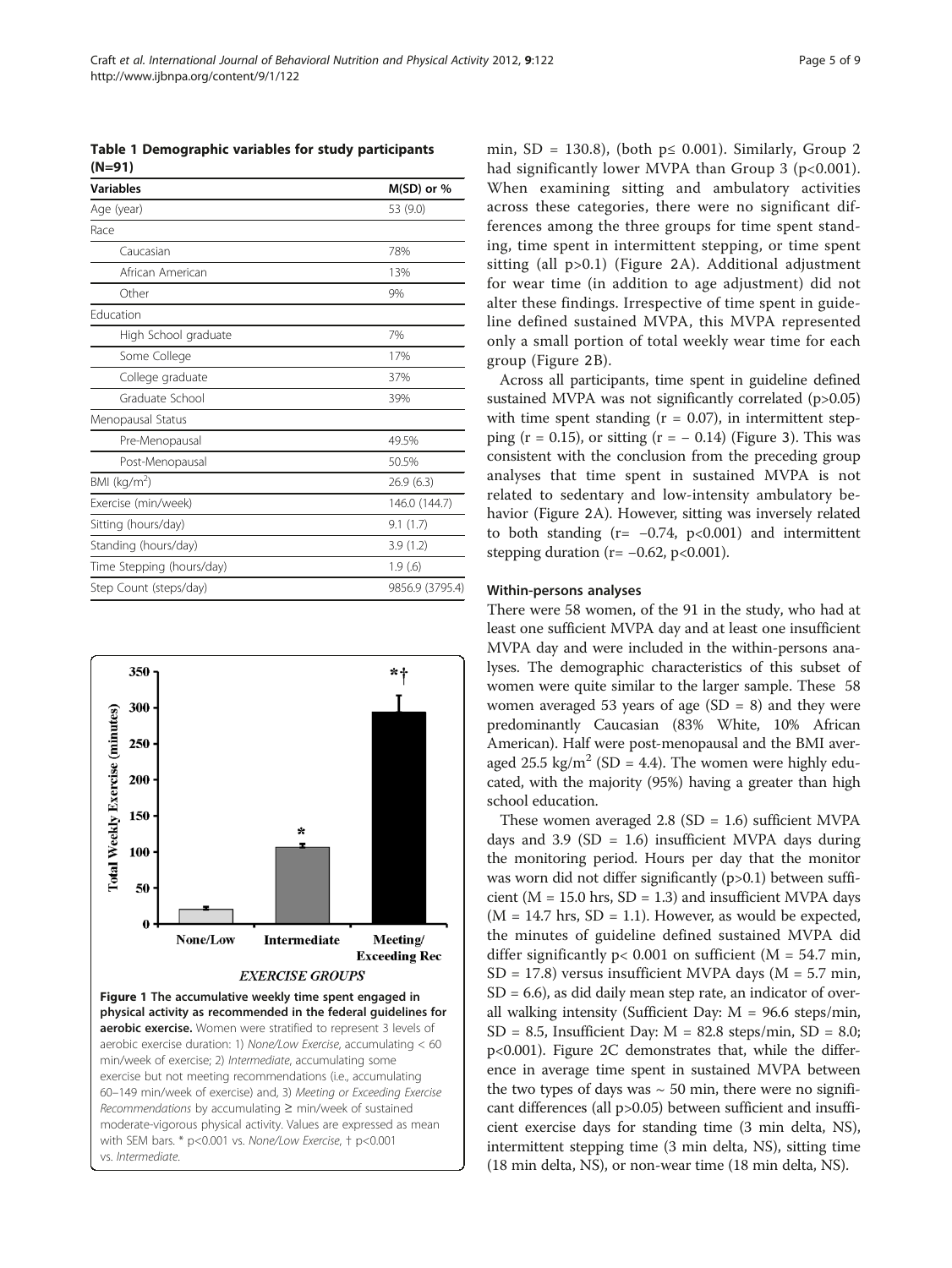**Table 1 Demographic variables for study participants (N=91)**

| Variables | M(SD) or % |
|---|---|
| Age (year) | 53 (9.0) |
| Race | |
| Caucasian | 78% |
| African American | 13% |
| Other | 9% |
| Education | |
| High School graduate | 7% |
| Some College | 17% |
| College graduate | 37% |
| Graduate School | 39% |
| Menopausal Status | |
| Pre-Menopausal | 49.5% |
| Post-Menopausal | 50.5% |
| BMI (kg/m$^2$) | 26.9 (6.3) |
| Exercise (min/week) | 146.0 (144.7) |
| Sitting (hours/day) | 9.1 (1.7) |
| Standing (hours/day) | 3.9 (1.2) |
| Time Stepping (hours/day) | 1.9 (.6) |
| Step Count (steps/day) | 9856.9 (3795.4) |

**Figure 1 The accumulative weekly time spent engaged in physical activity as recommended in the federal guidelines for aerobic exercise.** Women were stratified to represent 3 levels of aerobic exercise duration: 1) *None/Low Exercise*, accumulating < 60 min/week of exercise; 2) *Intermediate*, accumulating some exercise but not meeting recommendations (i.e., accumulating 60–149 min/week of exercise) and, 3) *Meeting or Exceeding Exercise Recommendations* by accumulating ≥ min/week of sustained moderate-vigorous physical activity. Values are expressed as mean with SEM bars. * p<0.001 vs. *None/Low Exercise*, † p<0.001 vs. *Intermediate*.

min, SD = 130.8), (both p≤ 0.001). Similarly, Group 2 had significantly lower MVPA than Group 3 (p<0.001). When examining sitting and ambulatory activities across these categories, there were no significant differences among the three groups for time spent standing, time spent in intermittent stepping, or time spent sitting (all p>0.1) (Figure 2A). Additional adjustment for wear time (in addition to age adjustment) did not alter these findings. Irrespective of time spent in guideline defined sustained MVPA, this MVPA represented only a small portion of total weekly wear time for each group (Figure 2B).

Across all participants, time spent in guideline defined sustained MVPA was not significantly correlated (p>0.05) with time spent standing (r = 0.07), in intermittent stepping (r = 0.15), or sitting (r = − 0.14) (Figure 3). This was consistent with the conclusion from the preceding group analyses that time spent in sustained MVPA is not related to sedentary and low-intensity ambulatory behavior (Figure 2A). However, sitting was inversely related to both standing (r= −0.74, p<0.001) and intermittent stepping duration (r= −0.62, p<0.001).

#### Within-persons analyses

There were 58 women, of the 91 in the study, who had at least one sufficient MVPA day and at least one insufficient MVPA day and were included in the within-persons analyses. The demographic characteristics of this subset of women were quite similar to the larger sample. These 58 women averaged 53 years of age (SD = 8) and they were predominantly Caucasian (83% White, 10% African American). Half were post-menopausal and the BMI averaged 25.5 kg/m$^2$ (SD = 4.4). The women were highly educated, with the majority (95%) having a greater than high school education.

These women averaged 2.8 (SD = 1.6) sufficient MVPA days and 3.9 (SD = 1.6) insufficient MVPA days during the monitoring period. Hours per day that the monitor was worn did not differ significantly (p>0.1) between sufficient (M = 15.0 hrs, SD = 1.3) and insufficient MVPA days (M = 14.7 hrs, SD = 1.1). However, as would be expected, the minutes of guideline defined sustained MVPA did differ significantly p< 0.001 on sufficient (M = 54.7 min, SD = 17.8) versus insufficient MVPA days (M = 5.7 min, SD = 6.6), as did daily mean step rate, an indicator of overall walking intensity (Sufficient Day: M = 96.6 steps/min, SD = 8.5, Insufficient Day: M = 82.8 steps/min, SD = 8.0; p<0.001). Figure 2C demonstrates that, while the difference in average time spent in sustained MVPA between the two types of days was ~ 50 min, there were no significant differences (all p>0.05) between sufficient and insufficient exercise days for standing time (3 min delta, NS), intermittent stepping time (3 min delta, NS), sitting time (18 min delta, NS), or non-wear time (18 min delta, NS).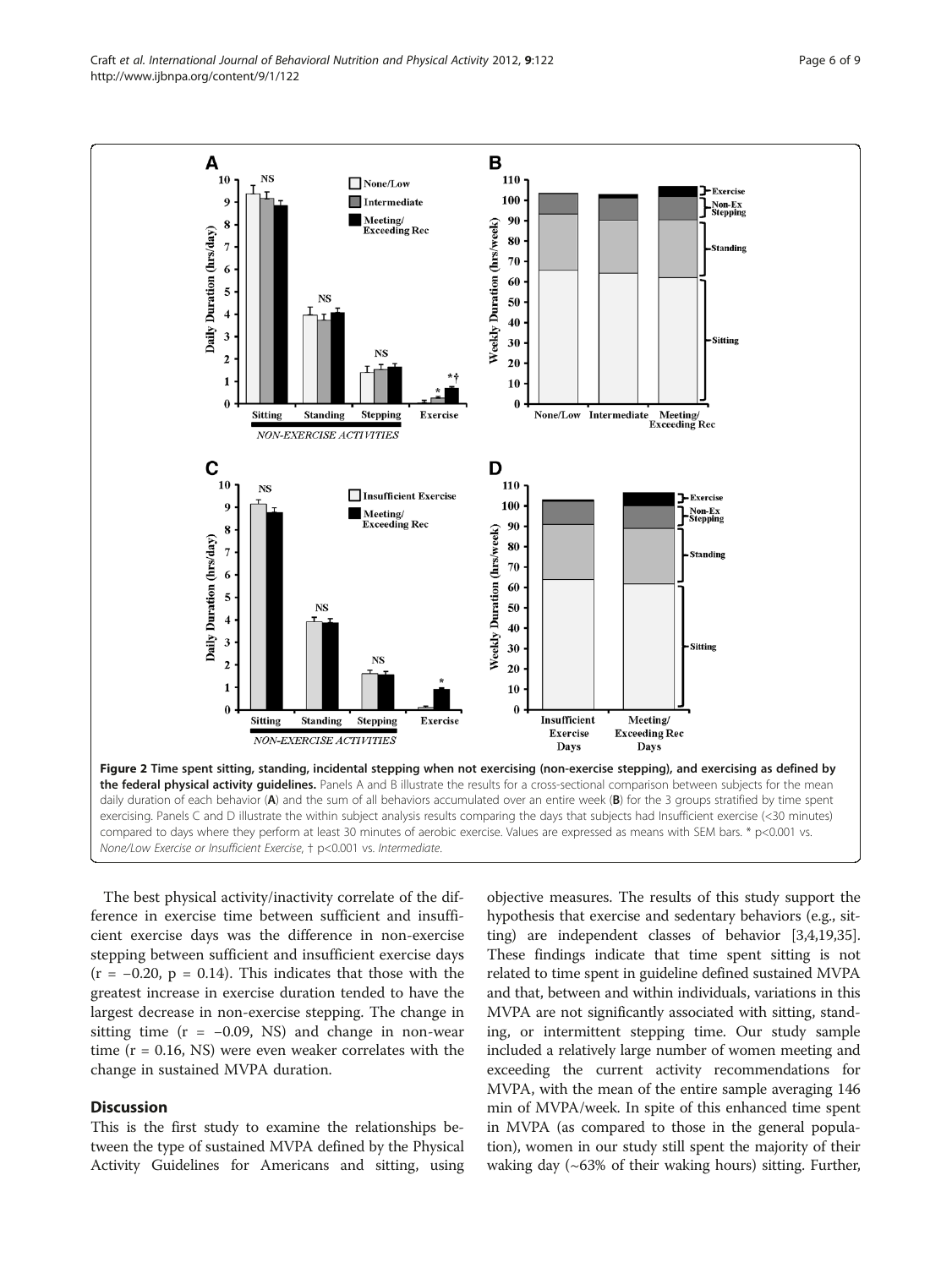**Figure 2 Time spent sitting, standing, incidental stepping when not exercising (non-exercise stepping), and exercising as defined by the federal physical activity guidelines.** Panels A and B illustrate the results for a cross-sectional comparison between subjects for the mean daily duration of each behavior (**A**) and the sum of all behaviors accumulated over an entire week (**B**) for the 3 groups stratified by time spent exercising. Panels C and D illustrate the within subject analysis results comparing the days that subjects had Insufficient exercise (<30 minutes) compared to days where they perform at least 30 minutes of aerobic exercise. Values are expressed as means with SEM bars. * p<0.001 vs. *None/Low Exercise or Insufficient Exercise*, † p<0.001 vs. *Intermediate*.

The best physical activity/inactivity correlate of the difference in exercise time between sufficient and insufficient exercise days was the difference in non-exercise stepping between sufficient and insufficient exercise days ($r = -0.20$, $p = 0.14$). This indicates that those with the greatest increase in exercise duration tended to have the largest decrease in non-exercise stepping. The change in sitting time ($r = -0.09$, NS) and change in non-wear time ($r = 0.16$, NS) were even weaker correlates with the change in sustained MVPA duration.

## Discussion

This is the first study to examine the relationships between the type of sustained MVPA defined by the Physical Activity Guidelines for Americans and sitting, using objective measures. The results of this study support the hypothesis that exercise and sedentary behaviors (e.g., sitting) are independent classes of behavior [3,4,19,35]. These findings indicate that time spent sitting is not related to time spent in guideline defined sustained MVPA and that, between and within individuals, variations in this MVPA are not significantly associated with sitting, standing, or intermittent stepping time. Our study sample included a relatively large number of women meeting and exceeding the current activity recommendations for MVPA, with the mean of the entire sample averaging 146 min of MVPA/week. In spite of this enhanced time spent in MVPA (as compared to those in the general population), women in our study still spent the majority of their waking day (~63% of their waking hours) sitting. Further,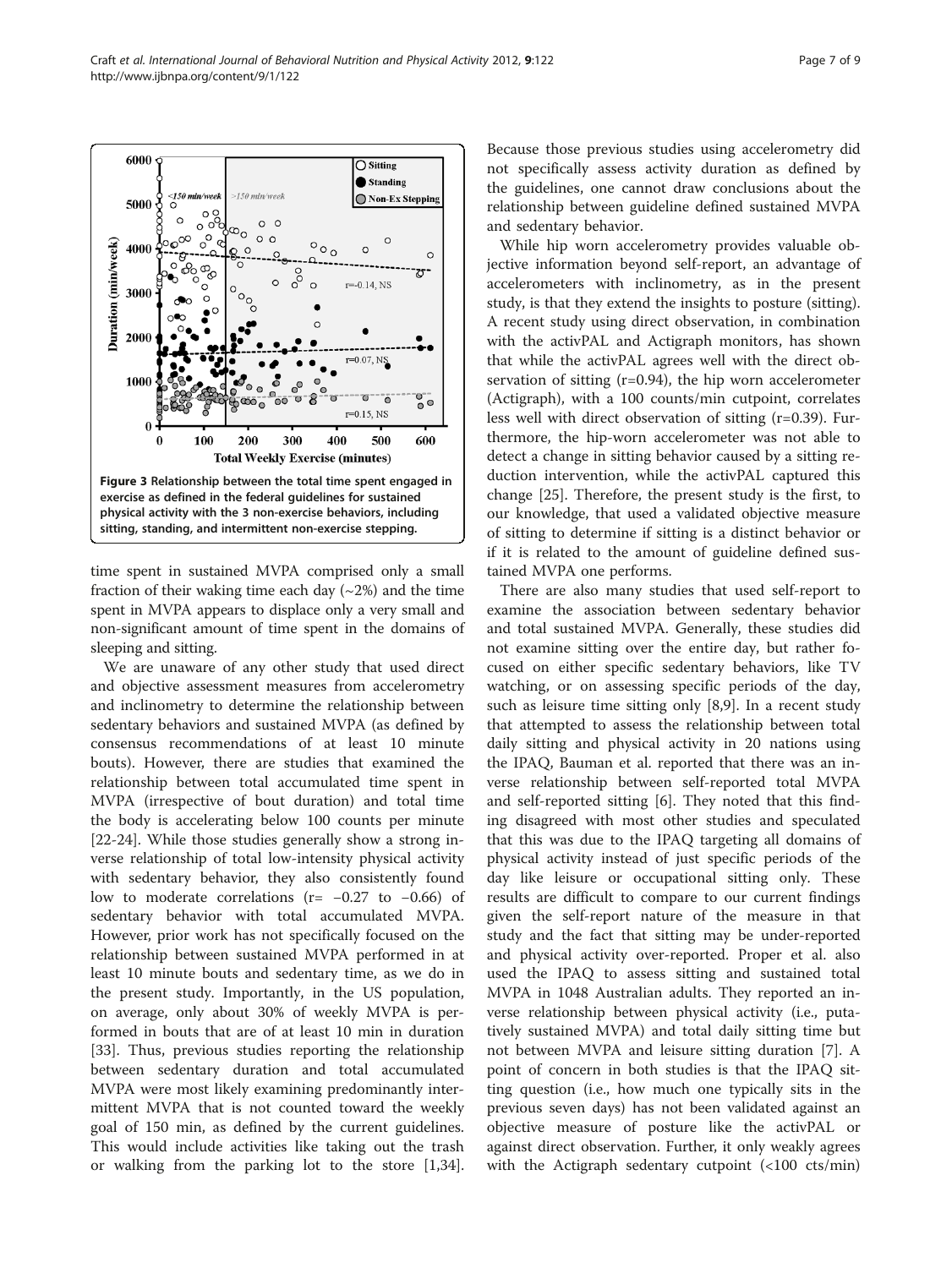**Figure 3 Relationship between the total time spent engaged in exercise as defined in the federal guidelines for sustained physical activity with the 3 non-exercise behaviors, including sitting, standing, and intermittent non-exercise stepping.**

time spent in sustained MVPA comprised only a small fraction of their waking time each day (~2%) and the time spent in MVPA appears to displace only a very small and non-significant amount of time spent in the domains of sleeping and sitting.

We are unaware of any other study that used direct and objective assessment measures from accelerometry and inclinometry to determine the relationship between sedentary behaviors and sustained MVPA (as defined by consensus recommendations of at least 10 minute bouts). However, there are studies that examined the relationship between total accumulated time spent in MVPA (irrespective of bout duration) and total time the body is accelerating below 100 counts per minute [22-24]. While those studies generally show a strong inverse relationship of total low-intensity physical activity with sedentary behavior, they also consistently found low to moderate correlations ($r = -0.27$ to $-0.66$) of sedentary behavior with total accumulated MVPA. However, prior work has not specifically focused on the relationship between sustained MVPA performed in at least 10 minute bouts and sedentary time, as we do in the present study. Importantly, in the US population, on average, only about 30% of weekly MVPA is performed in bouts that are of at least 10 min in duration [33]. Thus, previous studies reporting the relationship between sedentary duration and total accumulated MVPA were most likely examining predominantly intermittent MVPA that is not counted toward the weekly goal of 150 min, as defined by the current guidelines. This would include activities like taking out the trash or walking from the parking lot to the store [1,34]. Because those previous studies using accelerometry did not specifically assess activity duration as defined by the guidelines, one cannot draw conclusions about the relationship between guideline defined sustained MVPA and sedentary behavior.

While hip worn accelerometry provides valuable objective information beyond self-report, an advantage of accelerometers with inclinometry, as in the present study, is that they extend the insights to posture (sitting). A recent study using direct observation, in combination with the activPAL and Actigraph monitors, has shown that while the activPAL agrees well with the direct observation of sitting ($r=0.94$), the hip worn accelerometer (Actigraph), with a 100 counts/min cutpoint, correlates less well with direct observation of sitting ($r=0.39$). Furthermore, the hip-worn accelerometer was not able to detect a change in sitting behavior caused by a sitting reduction intervention, while the activPAL captured this change [25]. Therefore, the present study is the first, to our knowledge, that used a validated objective measure of sitting to determine if sitting is a distinct behavior or if it is related to the amount of guideline defined sustained MVPA one performs.

There are also many studies that used self-report to examine the association between sedentary behavior and total sustained MVPA. Generally, these studies did not examine sitting over the entire day, but rather focused on either specific sedentary behaviors, like TV watching, or on assessing specific periods of the day, such as leisure time sitting only [8,9]. In a recent study that attempted to assess the relationship between total daily sitting and physical activity in 20 nations using the IPAQ, Bauman et al. reported that there was an inverse relationship between self-reported total MVPA and self-reported sitting [6]. They noted that this finding disagreed with most other studies and speculated that this was due to the IPAQ targeting all domains of physical activity instead of just specific periods of the day like leisure or occupational sitting only. These results are difficult to compare to our current findings given the self-report nature of the measure in that study and the fact that sitting may be under-reported and physical activity over-reported. Proper et al. also used the IPAQ to assess sitting and sustained total MVPA in 1048 Australian adults. They reported an inverse relationship between physical activity (i.e., putatively sustained MVPA) and total daily sitting time but not between MVPA and leisure sitting duration [7]. A point of concern in both studies is that the IPAQ sitting question (i.e., how much one typically sits in the previous seven days) has not been validated against an objective measure of posture like the activPAL or against direct observation. Further, it only weakly agrees with the Actigraph sedentary cutpoint (<100 cts/min)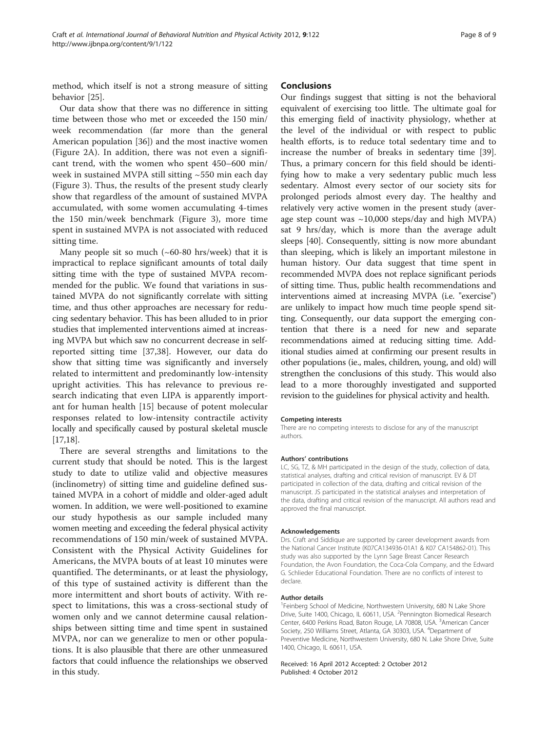method, which itself is not a strong measure of sitting behavior [25].

Our data show that there was no difference in sitting time between those who met or exceeded the 150 min/week recommendation (far more than the general American population [36]) and the most inactive women (Figure 2A). In addition, there was not even a significant trend, with the women who spent 450–600 min/week in sustained MVPA still sitting ~550 min each day (Figure 3). Thus, the results of the present study clearly show that regardless of the amount of sustained MVPA accumulated, with some women accumulating 4-times the 150 min/week benchmark (Figure 3), more time spent in sustained MVPA is not associated with reduced sitting time.

Many people sit so much (~60-80 hrs/week) that it is impractical to replace significant amounts of total daily sitting time with the type of sustained MVPA recommended for the public. We found that variations in sustained MVPA do not significantly correlate with sitting time, and thus other approaches are necessary for reducing sedentary behavior. This has been alluded to in prior studies that implemented interventions aimed at increasing MVPA but which saw no concurrent decrease in self-reported sitting time [37,38]. However, our data do show that sitting time was significantly and inversely related to intermittent and predominantly low-intensity upright activities. This has relevance to previous research indicating that even LIPA is apparently important for human health [15] because of potent molecular responses related to low-intensity contractile activity locally and specifically caused by postural skeletal muscle [17,18].

There are several strengths and limitations to the current study that should be noted. This is the largest study to date to utilize valid and objective measures (inclinometry) of sitting time and guideline defined sustained MVPA in a cohort of middle and older-aged adult women. In addition, we were well-positioned to examine our study hypothesis as our sample included many women meeting and exceeding the federal physical activity recommendations of 150 min/week of sustained MVPA. Consistent with the Physical Activity Guidelines for Americans, the MVPA bouts of at least 10 minutes were quantified. The determinants, or at least the physiology, of this type of sustained activity is different than the more intermittent and short bouts of activity. With respect to limitations, this was a cross-sectional study of women only and we cannot determine causal relationships between sitting time and time spent in sustained MVPA, nor can we generalize to men or other populations. It is also plausible that there are other unmeasured factors that could influence the relationships we observed in this study.

## Conclusions

Our findings suggest that sitting is not the behavioral equivalent of exercising too little. The ultimate goal for this emerging field of inactivity physiology, whether at the level of the individual or with respect to public health efforts, is to reduce total sedentary time and to increase the number of breaks in sedentary time [39]. Thus, a primary concern for this field should be identifying how to make a very sedentary public much less sedentary. Almost every sector of our society sits for prolonged periods almost every day. The healthy and relatively very active women in the present study (average step count was ~10,000 steps/day and high MVPA) sat 9 hrs/day, which is more than the average adult sleeps [40]. Consequently, sitting is now more abundant than sleeping, which is likely an important milestone in human history. Our data suggest that time spent in recommended MVPA does not replace significant periods of sitting time. Thus, public health recommendations and interventions aimed at increasing MVPA (i.e. "exercise") are unlikely to impact how much time people spend sitting. Consequently, our data support the emerging contention that there is a need for new and separate recommendations aimed at reducing sitting time. Additional studies aimed at confirming our present results in other populations (ie., males, children, young, and old) will strengthen the conclusions of this study. This would also lead to a more thoroughly investigated and supported revision to the guidelines for physical activity and health.

#### Competing interests

There are no competing interests to disclose for any of the manuscript authors.

#### Authors' contributions

LC, SG, TZ, & MH participated in the design of the study, collection of data, statistical analyses, drafting and critical revision of manuscript. EV & DT participated in collection of the data, drafting and critical revision of the manuscript. JS participated in the statistical analyses and interpretation of the data, drafting and critical revision of the manuscript. All authors read and approved the final manuscript.

#### Acknowledgements

Drs. Craft and Siddique are supported by career development awards from the National Cancer Institute (K07CA134936-01A1 & K07 CA154862-01). This study was also supported by the Lynn Sage Breast Cancer Research Foundation, the Avon Foundation, the Coca-Cola Company, and the Edward G. Schlieder Educational Foundation. There are no conflicts of interest to declare.

#### Author details

[1]Feinberg School of Medicine, Northwestern University, 680 N Lake Shore Drive, Suite 1400, Chicago, IL 60611, USA. [2]Pennington Biomedical Research Center, 6400 Perkins Road, Baton Rouge, LA 70808, USA. [3]American Cancer Society, 250 Williams Street, Atlanta, GA 30303, USA. [4]Department of Preventive Medicine, Northwestern University, 680 N. Lake Shore Drive, Suite 1400, Chicago, IL 60611, USA.

Received: 16 April 2012 Accepted: 2 October 2012
Published: 4 October 2012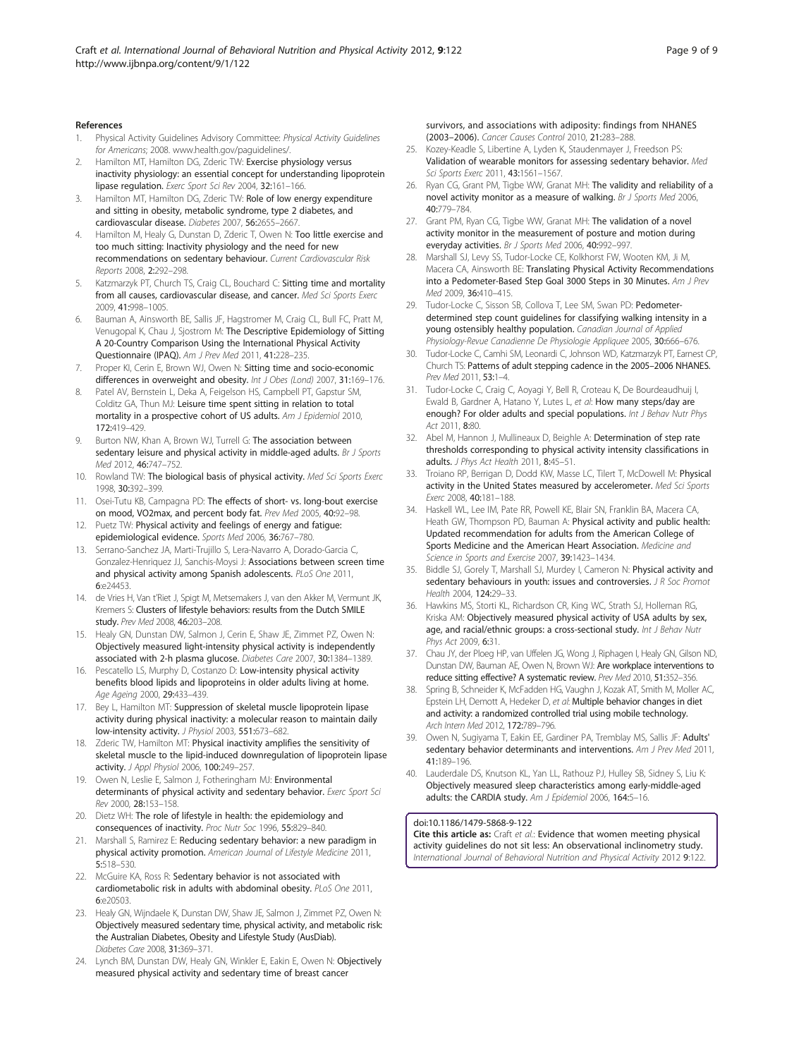## References

1. Physical Activity Guidelines Advisory Committee: *Physical Activity Guidelines for Americans*; 2008. www.health.gov/paguidelines/.
2. Hamilton MT, Hamilton DG, Zderic TW: **Exercise physiology versus inactivity physiology: an essential concept for understanding lipoprotein lipase regulation.** *Exerc Sport Sci Rev* 2004, **32:**161–166.
3. Hamilton MT, Hamilton DG, Zderic TW: **Role of low energy expenditure and sitting in obesity, metabolic syndrome, type 2 diabetes, and cardiovascular disease.** *Diabetes* 2007, **56:**2655–2667.
4. Hamilton M, Healy G, Dunstan D, Zderic T, Owen N: **Too little exercise and too much sitting: Inactivity physiology and the need for new recommendations on sedentary behaviour.** *Current Cardiovascular Risk Reports* 2008, **2:**292–298.
5. Katzmarzyk PT, Church TS, Craig CL, Bouchard C: **Sitting time and mortality from all causes, cardiovascular disease, and cancer.** *Med Sci Sports Exerc* 2009, **41:**998–1005.
6. Bauman A, Ainsworth BE, Sallis JF, Hagstromer M, Craig CL, Bull FC, Pratt M, Venugopal K, Chau J, Sjostrom M: **The Descriptive Epidemiology of Sitting A 20-Country Comparison Using the International Physical Activity Questionnaire (IPAQ).** *Am J Prev Med* 2011, **41:**228–235.
7. Proper KI, Cerin E, Brown WJ, Owen N: **Sitting time and socio-economic differences in overweight and obesity.** *Int J Obes (Lond)* 2007, **31:**169–176.
8. Patel AV, Bernstein L, Deka A, Feigelson HS, Campbell PT, Gapstur SM, Colditz GA, Thun MJ: **Leisure time spent sitting in relation to total mortality in a prospective cohort of US adults.** *Am J Epidemiol* 2010, **172:**419–429.
9. Burton NW, Khan A, Brown WJ, Turrell G: **The association between sedentary leisure and physical activity in middle-aged adults.** *Br J Sports Med* 2012, **46:**747–752.
10. Rowland TW: **The biological basis of physical activity.** *Med Sci Sports Exerc* 1998, **30:**392–399.
11. Osei-Tutu KB, Campagna PD: **The effects of short- vs. long-bout exercise on mood, VO2max, and percent body fat.** *Prev Med* 2005, **40:**92–98.
12. Puetz TW: **Physical activity and feelings of energy and fatigue: epidemiological evidence.** *Sports Med* 2006, **36:**767–780.
13. Serrano-Sanchez JA, Marti-Trujillo S, Lera-Navarro A, Dorado-Garcia C, Gonzalez-Henriquez JJ, Sanchis-Moysi J: **Associations between screen time and physical activity among Spanish adolescents.** *PLoS One* 2011, **6:**e24453.
14. de Vries H, Van t'Riet J, Spigt M, Metsemakers J, van den Akker M, Vermunt JK, Kremers S: **Clusters of lifestyle behaviors: results from the Dutch SMILE study.** *Prev Med* 2008, **46:**203–208.
15. Healy GN, Dunstan DW, Salmon J, Cerin E, Shaw JE, Zimmet PZ, Owen N: **Objectively measured light-intensity physical activity is independently associated with 2-h plasma glucose.** *Diabetes Care* 2007, **30:**1384–1389.
16. Pescatello LS, Murphy D, Costanzo D: **Low-intensity physical activity benefits blood lipids and lipoproteins in older adults living at home.** *Age Ageing* 2000, **29:**433–439.
17. Bey L, Hamilton MT: **Suppression of skeletal muscle lipoprotein lipase activity during physical inactivity: a molecular reason to maintain daily low-intensity activity.** *J Physiol* 2003, **551:**673–682.
18. Zderic TW, Hamilton MT: **Physical inactivity amplifies the sensitivity of skeletal muscle to the lipid-induced downregulation of lipoprotein lipase activity.** *J Appl Physiol* 2006, **100:**249–257.
19. Owen N, Leslie E, Salmon J, Fotheringham MJ: **Environmental determinants of physical activity and sedentary behavior.** *Exerc Sport Sci Rev* 2000, **28:**153–158.
20. Dietz WH: **The role of lifestyle in health: the epidemiology and consequences of inactivity.** *Proc Nutr Soc* 1996, **55:**829–840.
21. Marshall S, Ramirez E: **Reducing sedentary behavior: a new paradigm in physical activity promotion.** *American Journal of Lifestyle Medicine* 2011, **5:**518–530.
22. McGuire KA, Ross R: **Sedentary behavior is not associated with cardiometabolic risk in adults with abdominal obesity.** *PLoS One* 2011, **6:**e20503.
23. Healy GN, Wijndaele K, Dunstan DW, Shaw JE, Salmon J, Zimmet PZ, Owen N: **Objectively measured sedentary time, physical activity, and metabolic risk: the Australian Diabetes, Obesity and Lifestyle Study (AusDiab).** *Diabetes Care* 2008, **31:**369–371.
24. Lynch BM, Dunstan DW, Healy GN, Winkler E, Eakin E, Owen N: **Objectively measured physical activity and sedentary time of breast cancer survivors, and associations with adiposity: findings from NHANES (2003–2006).** *Cancer Causes Control* 2010, **21:**283–288.
25. Kozey-Keadle S, Libertine A, Lyden K, Staudenmayer J, Freedson PS: **Validation of wearable monitors for assessing sedentary behavior.** *Med Sci Sports Exerc* 2011, **43:**1561–1567.
26. Ryan CG, Grant PM, Tigbe WW, Granat MH: **The validity and reliability of a novel activity monitor as a measure of walking.** *Br J Sports Med* 2006, **40:**779–784.
27. Grant PM, Ryan CG, Tigbe WW, Granat MH: **The validation of a novel activity monitor in the measurement of posture and motion during everyday activities.** *Br J Sports Med* 2006, **40:**992–997.
28. Marshall SJ, Levy SS, Tudor-Locke CE, Kolkhorst FW, Wooten KM, Ji M, Macera CA, Ainsworth BE: **Translating Physical Activity Recommendations into a Pedometer-Based Step Goal 3000 Steps in 30 Minutes.** *Am J Prev Med* 2009, **36:**410–415.
29. Tudor-Locke C, Sisson SB, Collova T, Lee SM, Swan PD: **Pedometer-determined step count guidelines for classifying walking intensity in a young ostensibly healthy population.** *Canadian Journal of Applied Physiology-Revue Canadienne De Physiologie Appliquee* 2005, **30:**666–676.
30. Tudor-Locke C, Camhi SM, Leonardi C, Johnson WD, Katzmarzyk PT, Earnest CP, Church TS: **Patterns of adult stepping cadence in the 2005–2006 NHANES.** *Prev Med* 2011, **53:**1–4.
31. Tudor-Locke C, Craig C, Aoyagi Y, Bell R, Croteau K, De Bourdeaudhuij I, Ewald B, Gardner A, Hatano Y, Lutes L, *et al*: **How many steps/day are enough? For older adults and special populations.** *Int J Behav Nutr Phys Act* 2011, **8:**80.
32. Abel M, Hannon J, Mullineaux D, Beighle A: **Determination of step rate thresholds corresponding to physical activity intensity classifications in adults.** *J Phys Act Health* 2011, **8:**45–51.
33. Troiano RP, Berrigan D, Dodd KW, Masse LC, Tilert T, McDowell M: **Physical activity in the United States measured by accelerometer.** *Med Sci Sports Exerc* 2008, **40:**181–188.
34. Haskell WL, Lee IM, Pate RR, Powell KE, Blair SN, Franklin BA, Macera CA, Heath GW, Thompson PD, Bauman A: **Physical activity and public health: Updated recommendation for adults from the American College of Sports Medicine and the American Heart Association.** *Medicine and Science in Sports and Exercise* 2007, **39:**1423–1434.
35. Biddle SJ, Gorely T, Marshall SJ, Murdey I, Cameron N: **Physical activity and sedentary behaviours in youth: issues and controversies.** *J R Soc Promot Health* 2004, **124:**29–33.
36. Hawkins MS, Storti KL, Richardson CR, King WC, Strath SJ, Holleman RG, Kriska AM: **Objectively measured physical activity of USA adults by sex, age, and racial/ethnic groups: a cross-sectional study.** *Int J Behav Nutr Phys Act* 2009, **6:**31.
37. Chau JY, der Ploeg HP, van Uffelen JG, Wong J, Riphagen I, Healy GN, Gilson ND, Dunstan DW, Bauman AE, Owen N, Brown WJ: **Are workplace interventions to reduce sitting effective? A systematic review.** *Prev Med* 2010, **51:**352–356.
38. Spring B, Schneider K, McFadden HG, Vaughn J, Kozak AT, Smith M, Moller AC, Epstein LH, Demott A, Hedeker D, *et al*: **Multiple behavior changes in diet and activity: a randomized controlled trial using mobile technology.** *Arch Intern Med* 2012, **172:**789–796.
39. Owen N, Sugiyama T, Eakin EE, Gardiner PA, Tremblay MS, Sallis JF: **Adults' sedentary behavior determinants and interventions.** *Am J Prev Med* 2011, **41:**189–196.
40. Lauderdale DS, Knutson KL, Yan LL, Rathouz PJ, Hulley SB, Sidney S, Liu K: **Objectively measured sleep characteristics among early-middle-aged adults: the CARDIA study.** *Am J Epidemiol* 2006, **164:**5–16.

doi:10.1186/1479-5868-9-122

**Cite this article as:** Craft *et al.*: Evidence that women meeting physical activity guidelines do not sit less: An observational inclinometry study. *International Journal of Behavioral Nutrition and Physical Activity* 2012 **9**:122.